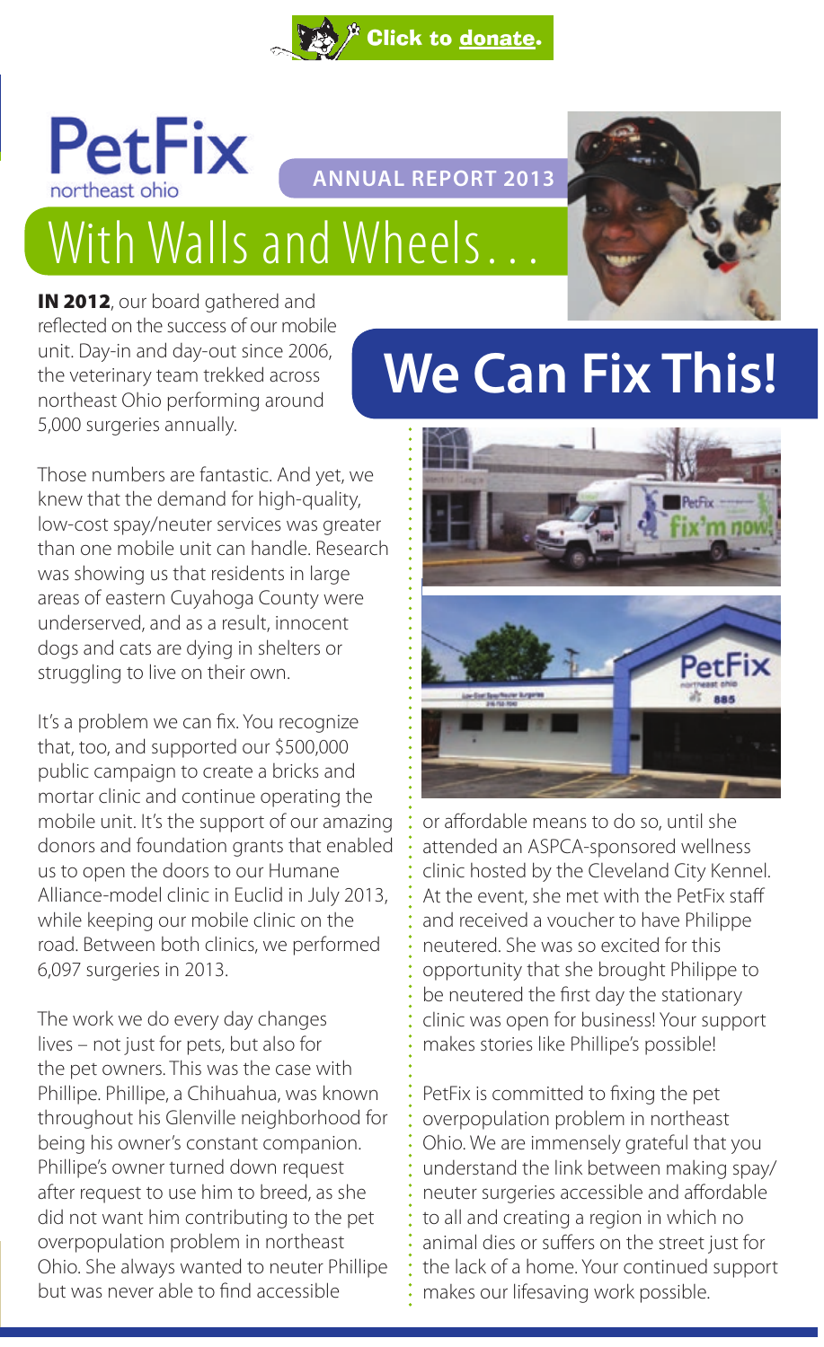Click to donate.

# PetFix

northeast ohio

ANNUAL REPORT 2013

# With Walls and Wheels…

# We Can Fix This!

**IN 2012**, our board gathered and reflected on the success of our mobile unit. Day-in and day-out since 2006, the veterinary team trekked across northeast Ohio performing around 5,000 surgeries annually.

Those numbers are fantastic. And yet, we knew that the demand for high-quality, low-cost spay/neuter services was greater than one mobile unit can handle. Research was showing us that residents in large areas of eastern Cuyahoga County were underserved, and as a result, innocent dogs and cats are dying in shelters or struggling to live on their own.

It's a problem we can fix. You recognize that, too, and supported our $500,000 public campaign to create a bricks and mortar clinic and continue operating the mobile unit. It's the support of our amazing donors and foundation grants that enabled us to open the doors to our Humane Alliance-model clinic in Euclid in July 2013, while keeping our mobile clinic on the road. Between both clinics, we performed 6,097 surgeries in 2013.

The work we do every day changes lives – not just for pets, but also for the pet owners. This was the case with Phillipe. Phillipe, a Chihuahua, was known throughout his Glenville neighborhood for being his owner's constant companion. Phillipe's owner turned down request after request to use him to breed, as she did not want him contributing to the pet overpopulation problem in northeast Ohio. She always wanted to neuter Phillipe but was never able to find accessible or affordable means to do so, until she attended an ASPCA-sponsored wellness clinic hosted by the Cleveland City Kennel. At the event, she met with the PetFix staff and received a voucher to have Philippe neutered. She was so excited for this opportunity that she brought Philippe to be neutered the first day the stationary clinic was open for business! Your support makes stories like Phillipe's possible!

PetFix is committed to fixing the pet overpopulation problem in northeast Ohio. We are immensely grateful that you understand the link between making spay/neuter surgeries accessible and affordable to all and creating a region in which no animal dies or suffers on the street just for the lack of a home. Your continued support makes our lifesaving work possible.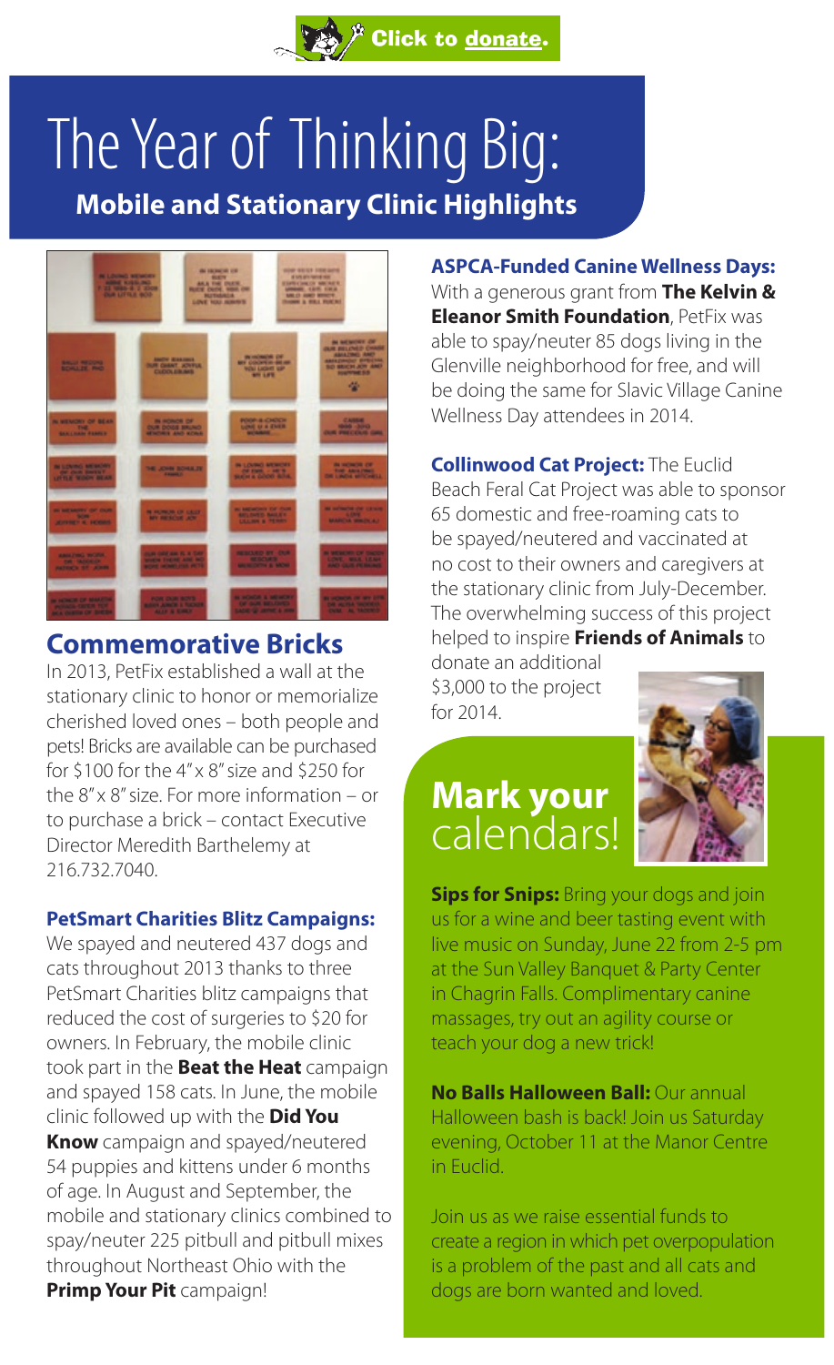Click to donate.

# The Year of Thinking Big:

## Mobile and Stationary Clinic Highlights

### Commemorative Bricks

In 2013, PetFix established a wall at the stationary clinic to honor or memorialize cherished loved ones – both people and pets! Bricks are available can be purchased for $100 for the 4" x 8" size and $250 for the 8" x 8" size. For more information – or to purchase a brick – contact Executive Director Meredith Barthelemy at 216.732.7040.

**PetSmart Charities Blitz Campaigns:**

We spayed and neutered 437 dogs and cats throughout 2013 thanks to three PetSmart Charities blitz campaigns that reduced the cost of surgeries to $20 for owners. In February, the mobile clinic took part in the **Beat the Heat** campaign and spayed 158 cats. In June, the mobile clinic followed up with the **Did You Know** campaign and spayed/neutered 54 puppies and kittens under 6 months of age. In August and September, the mobile and stationary clinics combined to spay/neuter 225 pitbull and pitbull mixes throughout Northeast Ohio with the **Primp Your Pit** campaign!

**ASPCA-Funded Canine Wellness Days:**

With a generous grant from **The Kelvin & Eleanor Smith Foundation**, PetFix was able to spay/neuter 85 dogs living in the Glenville neighborhood for free, and will be doing the same for Slavic Village Canine Wellness Day attendees in 2014.

**Collinwood Cat Project:** The Euclid Beach Feral Cat Project was able to sponsor 65 domestic and free-roaming cats to be spayed/neutered and vaccinated at no cost to their owners and caregivers at the stationary clinic from July-December. The overwhelming success of this project helped to inspire **Friends of Animals** to donate an additional $3,000 to the project for 2014.

## Mark your calendars!

**Sips for Snips:** Bring your dogs and join us for a wine and beer tasting event with live music on Sunday, June 22 from 2-5 pm at the Sun Valley Banquet & Party Center in Chagrin Falls. Complimentary canine massages, try out an agility course or teach your dog a new trick!

**No Balls Halloween Ball:** Our annual Halloween bash is back! Join us Saturday evening, October 11 at the Manor Centre in Euclid.

Join us as we raise essential funds to create a region in which pet overpopulation is a problem of the past and all cats and dogs are born wanted and loved.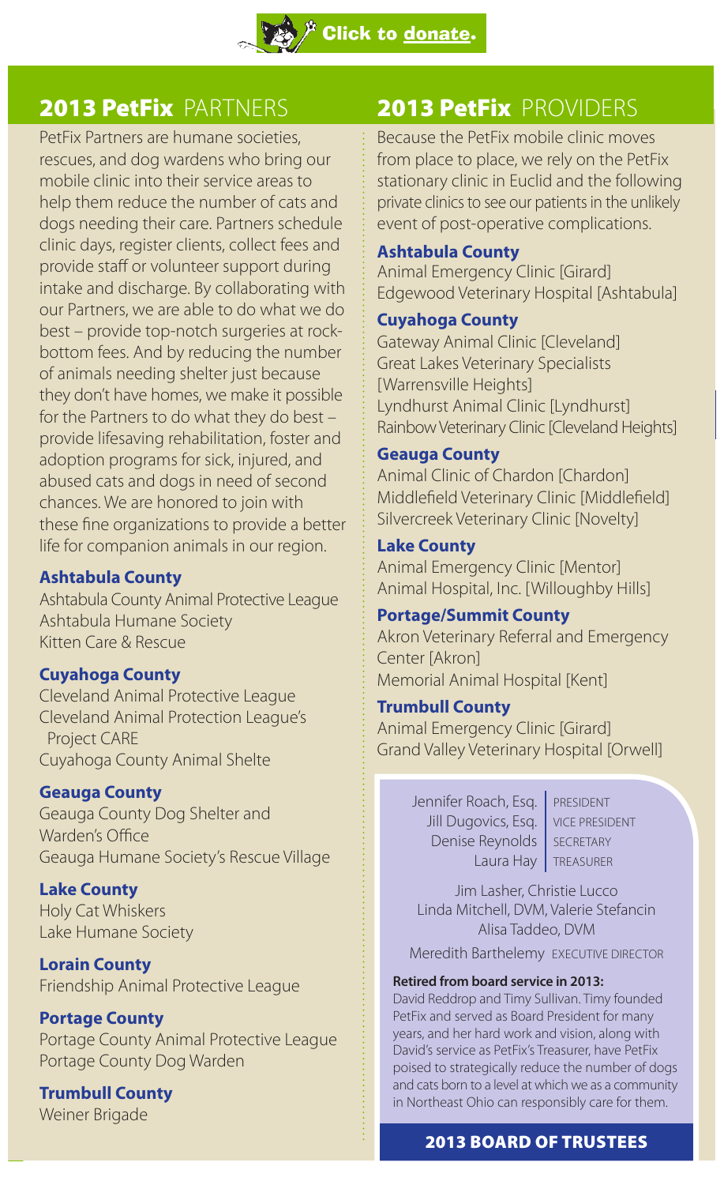Click to donate.

## 2013 PetFix PARTNERS

PetFix Partners are humane societies, rescues, and dog wardens who bring our mobile clinic into their service areas to help them reduce the number of cats and dogs needing their care. Partners schedule clinic days, register clients, collect fees and provide staff or volunteer support during intake and discharge. By collaborating with our Partners, we are able to do what we do best – provide top-notch surgeries at rock-bottom fees. And by reducing the number of animals needing shelter just because they don't have homes, we make it possible for the Partners to do what they do best – provide lifesaving rehabilitation, foster and adoption programs for sick, injured, and abused cats and dogs in need of second chances. We are honored to join with these fine organizations to provide a better life for companion animals in our region.

### Ashtabula County

Ashtabula County Animal Protective League
Ashtabula Humane Society
Kitten Care & Rescue

### Cuyahoga County

Cleveland Animal Protective League
Cleveland Animal Protection League's Project CARE
Cuyahoga County Animal Shelte

### Geauga County

Geauga County Dog Shelter and Warden's Office
Geauga Humane Society's Rescue Village

### Lake County

Holy Cat Whiskers
Lake Humane Society

### Lorain County

Friendship Animal Protective League

### Portage County

Portage County Animal Protective League
Portage County Dog Warden

### Trumbull County

Weiner Brigade

## 2013 PetFix PROVIDERS

Because the PetFix mobile clinic moves from place to place, we rely on the PetFix stationary clinic in Euclid and the following private clinics to see our patients in the unlikely event of post-operative complications.

### Ashtabula County

Animal Emergency Clinic [Girard]
Edgewood Veterinary Hospital [Ashtabula]

### Cuyahoga County

Gateway Animal Clinic [Cleveland]
Great Lakes Veterinary Specialists [Warrensville Heights]
Lyndhurst Animal Clinic [Lyndhurst]
Rainbow Veterinary Clinic [Cleveland Heights]

### Geauga County

Animal Clinic of Chardon [Chardon]
Middlefield Veterinary Clinic [Middlefield]
Silvercreek Veterinary Clinic [Novelty]

### Lake County

Animal Emergency Clinic [Mentor]
Animal Hospital, Inc. [Willoughby Hills]

### Portage/Summit County

Akron Veterinary Referral and Emergency Center [Akron]
Memorial Animal Hospital [Kent]

### Trumbull County

Animal Emergency Clinic [Girard]
Grand Valley Veterinary Hospital [Orwell]

## 2013 BOARD OF TRUSTEES

Jennifer Roach, Esq. | PRESIDENT
Jill Dugovics, Esq. | VICE PRESIDENT
Denise Reynolds | SECRETARY
Laura Hay | TREASURER

Jim Lasher, Christie Lucco
Linda Mitchell, DVM, Valerie Stefancin
Alisa Taddeo, DVM

Meredith Barthelemy EXECUTIVE DIRECTOR

**Retired from board service in 2013:**
David Reddrop and Timy Sullivan. Timy founded PetFix and served as Board President for many years, and her hard work and vision, along with David's service as PetFix's Treasurer, have PetFix poised to strategically reduce the number of dogs and cats born to a level at which we as a community in Northeast Ohio can responsibly care for them.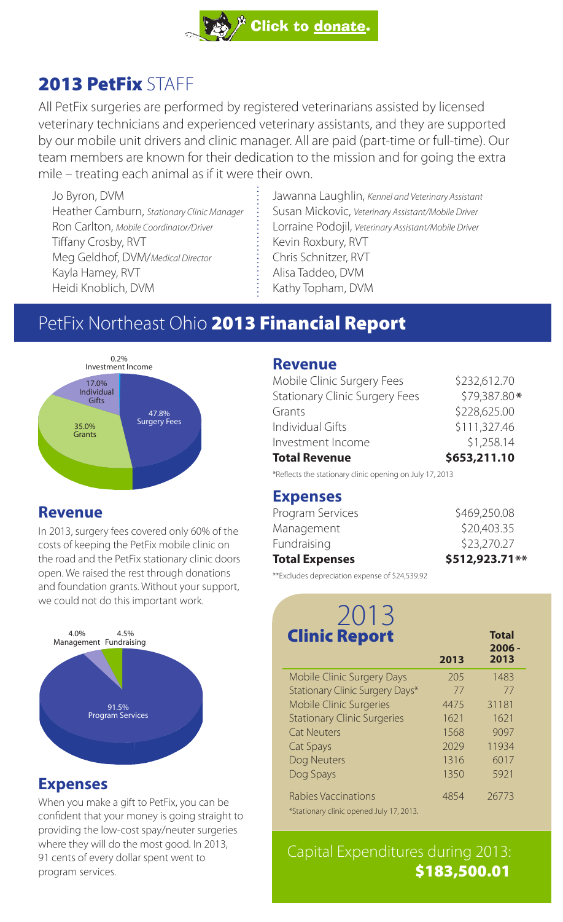Click to donate.

# 2013 PetFix STAFF

All PetFix surgeries are performed by registered veterinarians assisted by licensed veterinary technicians and experienced veterinary assistants, and they are supported by our mobile unit drivers and clinic manager. All are paid (part-time or full-time). Our team members are known for their dedication to the mission and for going the extra mile – treating each animal as if it were their own.

Jo Byron, DVM
Heather Camburn, *Stationary Clinic Manager*
Ron Carlton, *Mobile Coordinator/Driver*
Tiffany Crosby, RVT
Meg Geldhof, DVM/*Medical Director*
Kayla Hamey, RVT
Heidi Knoblich, DVM
Jawanna Laughlin, *Kennel and Veterinary Assistant*
Susan Mickovic, *Veterinary Assistant/Mobile Driver*
Lorraine Podojil, *Veterinary Assistant/Mobile Driver*
Kevin Roxbury, RVT
Chris Schnitzer, RVT
Alisa Taddeo, DVM
Kathy Topham, DVM

# PetFix Northeast Ohio **2013 Financial Report**

0.2% Investment Income
17.0% Individual Gifts
35.0% Grants
47.8% Surgery Fees

## Revenue

In 2013, surgery fees covered only 60% of the costs of keeping the PetFix mobile clinic on the road and the PetFix stationary clinic doors open. We raised the rest through donations and foundation grants. Without your support, we could not do this important work.

4.0% Management
4.5% Fundraising
91.5% Program Services

## Expenses

When you make a gift to PetFix, you can be confident that your money is going straight to providing the low-cost spay/neuter surgeries where they will do the most good. In 2013, 91 cents of every dollar spent went to program services.

## Revenue

| | |
|---|---|
| Mobile Clinic Surgery Fees | $232,612.70 |
| Stationary Clinic Surgery Fees | $79,387.80* |
| Grants | $228,625.00 |
| Individual Gifts | $111,327.46 |
| Investment Income | $1,258.14 |
| **Total Revenue** | **$653,211.10** |

*Reflects the stationary clinic opening on July 17, 2013

## Expenses

| | |
|---|---|
| Program Services | $469,250.08 |
| Management | $20,403.35 |
| Fundraising | $23,270.27 |
| **Total Expenses** | **$512,923.71**** |

**Excludes depreciation expense of $24,539.92

## 2013 Clinic Report

| | 2013 | Total 2006 - 2013 |
|---|---|---|
| Mobile Clinic Surgery Days | 205 | 1483 |
| Stationary Clinic Surgery Days* | 77 | 77 |
| Mobile Clinic Surgeries | 4475 | 31181 |
| Stationary Clinic Surgeries | 1621 | 1621 |
| Cat Neuters | 1568 | 9097 |
| Cat Spays | 2029 | 11934 |
| Dog Neuters | 1316 | 6017 |
| Dog Spays | 1350 | 5921 |
| Rabies Vaccinations | 4854 | 26773 |

*Stationary clinic opened July 17, 2013.

Capital Expenditures during 2013: **$183,500.01**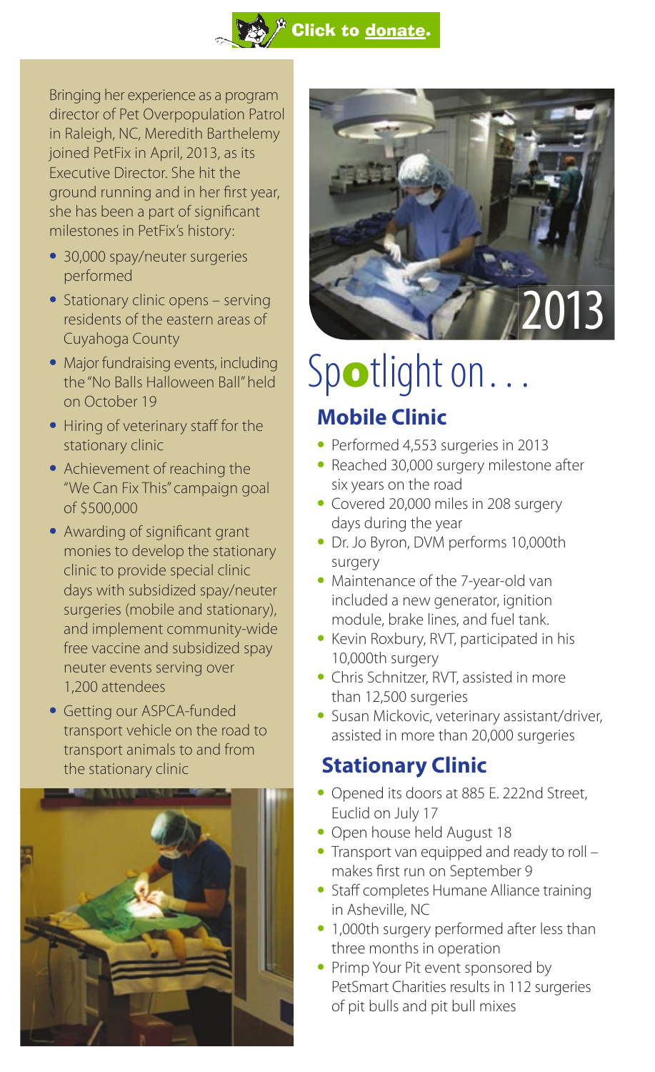Click to donate.

Bringing her experience as a program director of Pet Overpopulation Patrol in Raleigh, NC, Meredith Barthelemy joined PetFix in April, 2013, as its Executive Director. She hit the ground running and in her first year, she has been a part of significant milestones in PetFix's history:

- 30,000 spay/neuter surgeries performed
- Stationary clinic opens – serving residents of the eastern areas of Cuyahoga County
- Major fundraising events, including the "No Balls Halloween Ball" held on October 19
- Hiring of veterinary staff for the stationary clinic
- Achievement of reaching the "We Can Fix This" campaign goal of $500,000
- Awarding of significant grant monies to develop the stationary clinic to provide special clinic days with subsidized spay/neuter surgeries (mobile and stationary), and implement community-wide free vaccine and subsidized spay neuter events serving over 1,200 attendees
- Getting our ASPCA-funded transport vehicle on the road to transport animals to and from the stationary clinic

2013

# Spotlight on...

## Mobile Clinic

- Performed 4,553 surgeries in 2013
- Reached 30,000 surgery milestone after six years on the road
- Covered 20,000 miles in 208 surgery days during the year
- Dr. Jo Byron, DVM performs 10,000th surgery
- Maintenance of the 7-year-old van included a new generator, ignition module, brake lines, and fuel tank.
- Kevin Roxbury, RVT, participated in his 10,000th surgery
- Chris Schnitzer, RVT, assisted in more than 12,500 surgeries
- Susan Mickovic, veterinary assistant/driver, assisted in more than 20,000 surgeries

## Stationary Clinic

- Opened its doors at 885 E. 222nd Street, Euclid on July 17
- Open house held August 18
- Transport van equipped and ready to roll – makes first run on September 9
- Staff completes Humane Alliance training in Asheville, NC
- 1,000th surgery performed after less than three months in operation
- Primp Your Pit event sponsored by PetSmart Charities results in 112 surgeries of pit bulls and pit bull mixes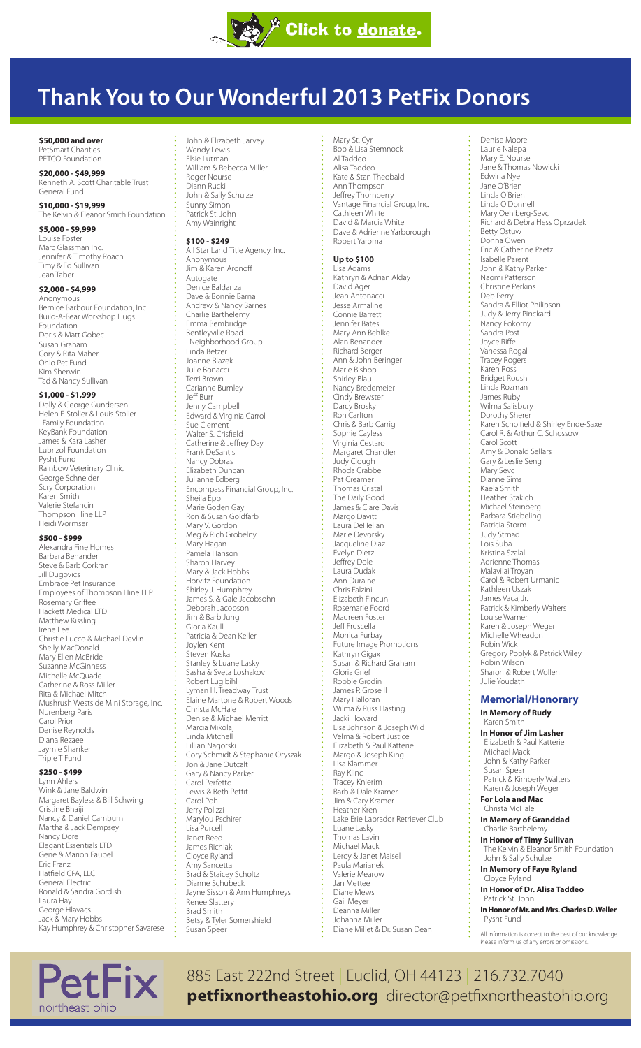Click to donate.

# Thank You to Our Wonderful 2013 PetFix Donors

**$50,000 and over**
PetSmart Charities
PETCO Foundation

**$20,000 - $49,999**
Kenneth A. Scott Charitable Trust General Fund

**$10,000 - $19,999**
The Kelvin & Eleanor Smith Foundation

**$5,000 - $9,999**
Louise Foster
Marc Glassman Inc.
Jennifer & Timothy Roach
Timy & Ed Sullivan
Jean Taber

**$2,000 - $4,999**
Anonymous
Bernice Barbour Foundation, Inc
Build-A-Bear Workshop Hugs Foundation
Doris & Matt Gobec
Susan Graham
Cory & Rita Maher
Ohio Pet Fund
Kim Sherwin
Tad & Nancy Sullivan

**$1,000 - $1,999**
Dolly & George Gundersen
Helen F. Stolier & Louis Stolier Family Foundation
KeyBank Foundation
James & Kara Lasher
Lubrizol Foundation
Pysht Fund
Rainbow Veterinary Clinic
George Schneider
Scry Corporation
Karen Smith
Valerie Stefancin
Thompson Hine LLP
Heidi Wormser

**$500 - $999**
Alexandra Fine Homes
Barbara Benander
Steve & Barb Corkran
Jill Dugovics
Embrace Pet Insurance
Employees of Thompson Hine LLP
Rosemary Griffee
Hackett Medical LTD
Matthew Kissling
Irene Lee
Christie Lucco & Michael Devlin
Shelly MacDonald
Mary Ellen McBride
Suzanne McGinness
Michelle McQuade
Catherine & Ross Miller
Rita & Michael Mitch
Mushrush Westside Mini Storage, Inc.
Nurenberg Paris
Carol Prior
Denise Reynolds
Diana Rezaee
Jaymie Shanker
Triple T Fund

**$250 - $499**
Lynn Ahlers
Wink & Jane Baldwin
Margaret Bayless & Bill Schwing
Cristine Bhaiji
Nancy & Daniel Camburn
Martha & Jack Dempsey
Nancy Dore
Elegant Essentials LTD
Gene & Marion Faubel
Eric Franz
Hatfield CPA, LLC
General Electric
Ronald & Sandra Gordish
Laura Hay
George Hlavacs
Jack & Mary Hobbs
Kay Humphrey & Christopher Savarese
John & Elizabeth Jarvey
Wendy Lewis
Elsie Lutman
William & Rebecca Miller
Roger Nourse
Diann Rucki
John & Sally Schulze
Sunny Simon
Patrick St. John
Amy Wainright

**$100 - $249**
All Star Land Title Agency, Inc.
Anonymous
Jim & Karen Aronoff
Autogate
Denice Baldanza
Dave & Bonnie Barna
Andrew & Nancy Barnes
Charlie Barthelemy
Emma Bembridge
Bentleyville Road Neighborhood Group
Linda Betzer
Joanne Blazek
Julie Bonacci
Terri Brown
Carianne Burnley
Jeff Burr
Jenny Campbell
Edward & Virginia Carrol
Sue Clement
Walter S. Crisfield
Catherine & Jeffrey Day
Frank DeSantis
Nancy Dobras
Elizabeth Duncan
Julianne Edberg
Encompass Financial Group, Inc.
Sheila Epp
Marie Goden Gay
Ron & Susan Goldfarb
Mary V. Gordon
Meg & Rich Grobelny
Mary Hagan
Pamela Hanson
Sharon Harvey
Mary & Jack Hobbs
Horvitz Foundation
Shirley J. Humphrey
James S. & Gale Jacobsohn
Deborah Jacobson
Jim & Barb Jung
Gloria Kaull
Patricia & Dean Keller
Joylen Kent
Steven Kuska
Stanley & Luane Lasky
Sasha & Sveta Loshakov
Robert Lugibihl
Lyman H. Treadway Trust
Elaine Martone & Robert Woods
Christa McHale
Denise & Michael Merritt
Marcia Mikolaj
Linda Mitchell
Lillian Nagorski
Cory Schmidt & Stephanie Oryszak
Jon & Jane Outcalt
Gary & Nancy Parker
Carol Perfetto
Lewis & Beth Pettit
Carol Poh
Jerry Polizzi
Marylou Pschirer
Lisa Purcell
Janet Reed
James Richlak
Cloyce Ryland
Amy Sancetta
Brad & Staicey Scholtz
Dianne Schubeck
Jayne Sisson & Ann Humphreys
Renee Slattery
Brad Smith
Betsy & Tyler Somershield
Susan Speer
Mary St. Cyr
Bob & Lisa Stemnock
Al Taddeo
Alisa Taddeo
Kate & Stan Theobald
Ann Thompson
Jeffrey Thornberry
Vantage Financial Group, Inc.
Cathleen White
David & Marcia White
Dave & Adrienne Yarborough
Robert Yaroma

**Up to $100**
Lisa Adams
Kathryn & Adrian Alday
David Ager
Jean Antonacci
Jesse Armaline
Connie Barrett
Jennifer Bates
Mary Ann Behlke
Alan Benander
Richard Berger
Ann & John Beringer
Marie Bishop
Shirley Blau
Nancy Bredemeier
Cindy Brewster
Darcy Brosky
Ron Carlton
Chris & Barb Carrig
Sophie Cayless
Virginia Cestaro
Margaret Chandler
Judy Clough
Rhoda Crabbe
Pat Creamer
Thomas Cristal
The Daily Good
James & Clare Davis
Margo Davitt
Laura DeHelian
Marie Devorsky
Jacqueline Diaz
Evelyn Dietz
Jeffrey Dole
Laura Dudak
Ann Duraine
Chris Falzini
Elizabeth Fincun
Rosemarie Foord
Maureen Foster
Jeff Fruscella
Monica Furbay
Future Image Promotions
Kathryn Gigax
Susan & Richard Graham
Gloria Grief
Robbie Grodin
James P. Grose II
Mary Halloran
Wilma & Russ Hasting
Jacki Howard
Lisa Johnson & Joseph Wild
Velma & Robert Justice
Elizabeth & Paul Katterie
Margo & Joseph King
Lisa Klammer
Ray Klinc
Tracey Knierim
Barb & Dale Kramer
Jim & Cary Kramer
Heather Kren
Lake Erie Labrador Retriever Club
Luane Lasky
Thomas Lavin
Michael Mack
Leroy & Janet Maisel
Paula Marianek
Valerie Mearow
Jan Mettee
Diane Mews
Gail Meyer
Deanna Miller
Johanna Miller
Diane Millet & Dr. Susan Dean
Denise Moore
Laurie Nalepa
Mary E. Nourse
Jane & Thomas Nowicki
Edwina Nye
Jane O'Brien
Linda O'Brien
Linda O'Donnell
Mary Oehlberg-Sevc
Richard & Debra Hess Oprzadek
Betty Ostuw
Donna Owen
Eric & Catherine Paetz
Isabelle Parent
John & Kathy Parker
Naomi Patterson
Christine Perkins
Deb Perry
Sandra & Elliot Philipson
Judy & Jerry Pinckard
Nancy Pokorny
Sandra Post
Joyce Riffe
Vanessa Rogal
Tracey Rogers
Karen Ross
Bridget Roush
Linda Rozman
James Ruby
Wilma Salisbury
Dorothy Sherer
Karen Scholfield & Shirley Ende-Saxe
Carol R. & Arthur C. Schossow
Carol Scott
Amy & Donald Sellars
Gary & Leslie Seng
Mary Sevc
Dianne Sims
Kaela Smith
Heather Stakich
Michael Steinberg
Barbara Stiebeling
Patricia Storm
Judy Strnad
Lois Suba
Kristina Szalal
Adrienne Thomas
Malavilai Troyan
Carol & Robert Urmanic
Kathleen Uszak
James Vaca, Jr.
Patrick & Kimberly Walters
Louise Warner
Karen & Joseph Weger
Michelle Wheadon
Robin Wick
Gregory Poplyk & Patrick Wiley
Robin Wilson
Sharon & Robert Wollen
Julie Youdath

## Memorial/Honorary

**In Memory of Rudy**
Karen Smith

**In Honor of Jim Lasher**
Elizabeth & Paul Katterie
Michael Mack
John & Kathy Parker
Susan Spear
Patrick & Kimberly Walters
Karen & Joseph Weger

**For Lola and Mac**
Christa McHale

**In Memory of Granddad**
Charlie Barthelemy

**In Honor of Timy Sullivan**
The Kelvin & Eleanor Smith Foundation
John & Sally Schulze

**In Memory of Faye Ryland**
Cloyce Ryland

**In Honor of Dr. Alisa Taddeo**
Patrick St. John

**In Honor of Mr. and Mrs. Charles D. Weller**
Pysht Fund

All information is correct to the best of our knowledge. Please inform us of any errors or omissions.

PetFix northeast ohio

885 East 222nd Street | Euclid, OH 44123 | 216.732.7040
**petfixnortheastohio.org** director@petfixnortheastohio.org